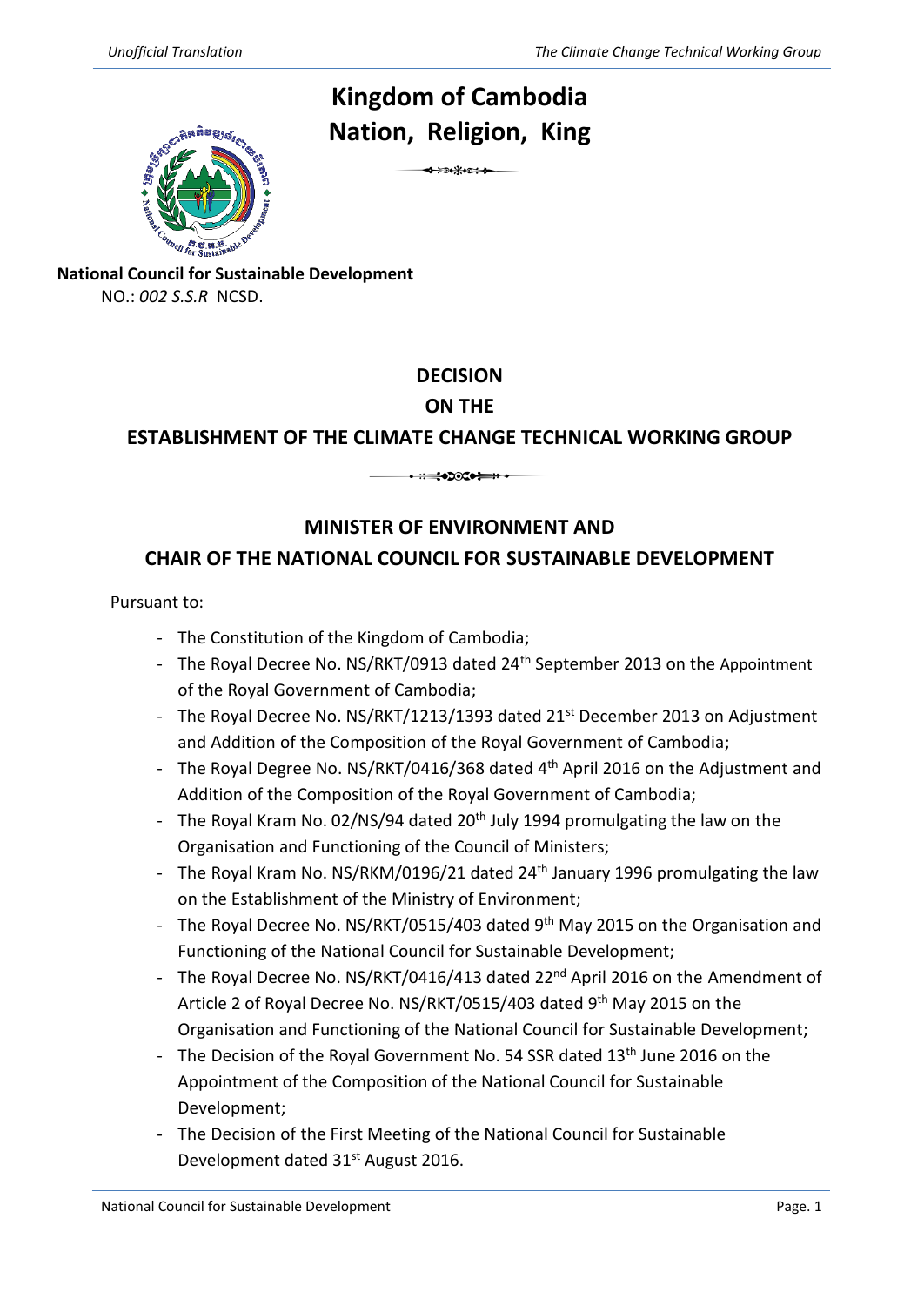# Kingdom of Cambodia
# Nation, Religion, King

**National Council for Sustainable Development**
NO.: *002 S.S.R* NCSD.

## DECISION
## ON THE
## ESTABLISHMENT OF THE CLIMATE CHANGE TECHNICAL WORKING GROUP

## MINISTER OF ENVIRONMENT AND
## CHAIR OF THE NATIONAL COUNCIL FOR SUSTAINABLE DEVELOPMENT

Pursuant to:

- The Constitution of the Kingdom of Cambodia;
- The Royal Decree No. NS/RKT/0913 dated 24th September 2013 on the Appointment of the Royal Government of Cambodia;
- The Royal Decree No. NS/RKT/1213/1393 dated 21st December 2013 on Adjustment and Addition of the Composition of the Royal Government of Cambodia;
- The Royal Degree No. NS/RKT/0416/368 dated 4th April 2016 on the Adjustment and Addition of the Composition of the Royal Government of Cambodia;
- The Royal Kram No. 02/NS/94 dated 20th July 1994 promulgating the law on the Organisation and Functioning of the Council of Ministers;
- The Royal Kram No. NS/RKM/0196/21 dated 24th January 1996 promulgating the law on the Establishment of the Ministry of Environment;
- The Royal Decree No. NS/RKT/0515/403 dated 9th May 2015 on the Organisation and Functioning of the National Council for Sustainable Development;
- The Royal Decree No. NS/RKT/0416/413 dated 22nd April 2016 on the Amendment of Article 2 of Royal Decree No. NS/RKT/0515/403 dated 9th May 2015 on the Organisation and Functioning of the National Council for Sustainable Development;
- The Decision of the Royal Government No. 54 SSR dated 13th June 2016 on the Appointment of the Composition of the National Council for Sustainable Development;
- The Decision of the First Meeting of the National Council for Sustainable Development dated 31st August 2016.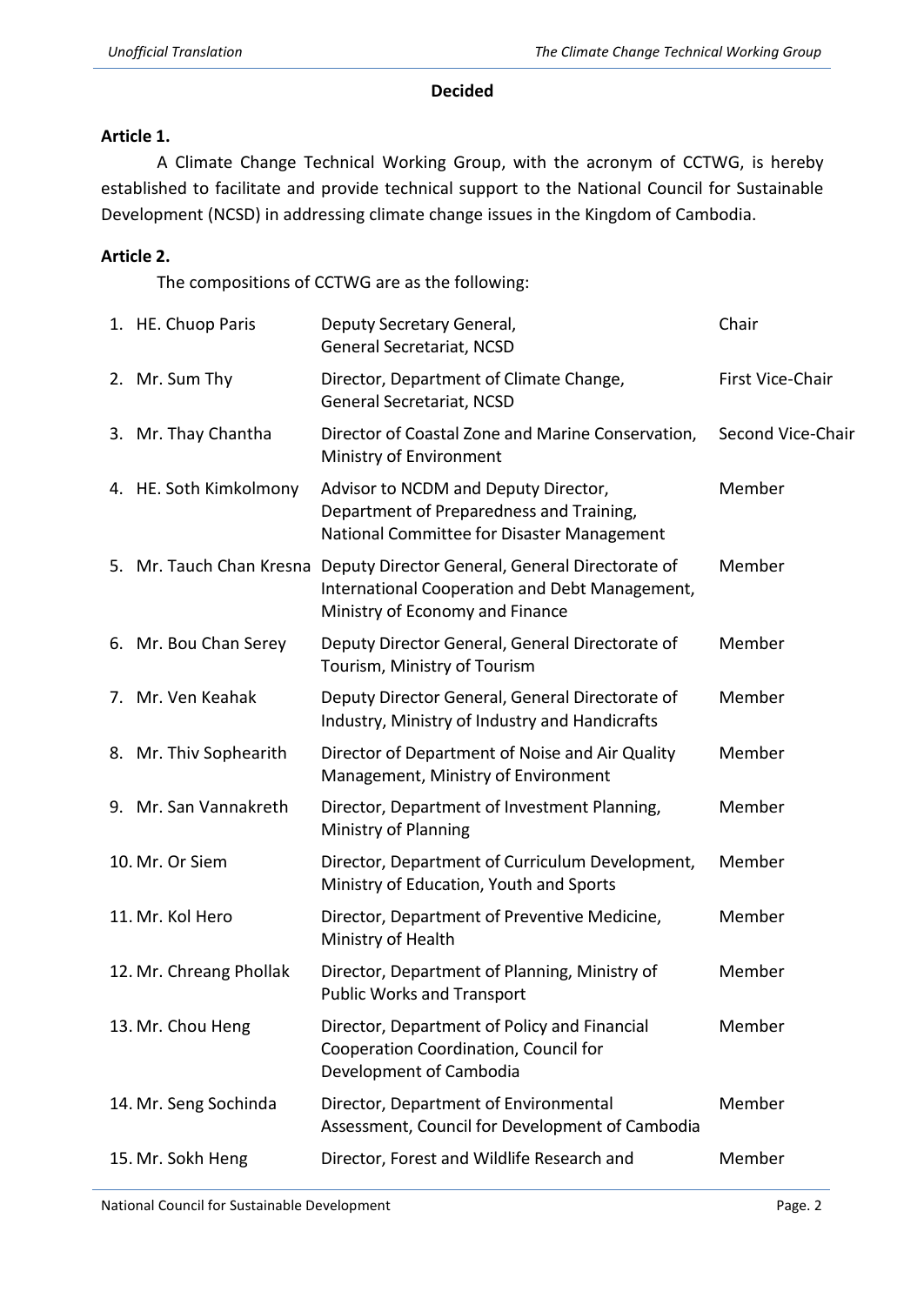**Decided**

**Article 1.**

A Climate Change Technical Working Group, with the acronym of CCTWG, is hereby established to facilitate and provide technical support to the National Council for Sustainable Development (NCSD) in addressing climate change issues in the Kingdom of Cambodia.

**Article 2.**

The compositions of CCTWG are as the following:

| | Name | Position | Role |
|---|---|---|---|
| 1. | HE. Chuop Paris | Deputy Secretary General, General Secretariat, NCSD | Chair |
| 2. | Mr. Sum Thy | Director, Department of Climate Change, General Secretariat, NCSD | First Vice-Chair |
| 3. | Mr. Thay Chantha | Director of Coastal Zone and Marine Conservation, Ministry of Environment | Second Vice-Chair |
| 4. | HE. Soth Kimkolmony | Advisor to NCDM and Deputy Director, Department of Preparedness and Training, National Committee for Disaster Management | Member |
| 5. | Mr. Tauch Chan Kresna | Deputy Director General, General Directorate of International Cooperation and Debt Management, Ministry of Economy and Finance | Member |
| 6. | Mr. Bou Chan Serey | Deputy Director General, General Directorate of Tourism, Ministry of Tourism | Member |
| 7. | Mr. Ven Keahak | Deputy Director General, General Directorate of Industry, Ministry of Industry and Handicrafts | Member |
| 8. | Mr. Thiv Sophearith | Director of Department of Noise and Air Quality Management, Ministry of Environment | Member |
| 9. | Mr. San Vannakreth | Director, Department of Investment Planning, Ministry of Planning | Member |
| 10. | Mr. Or Siem | Director, Department of Curriculum Development, Ministry of Education, Youth and Sports | Member |
| 11. | Mr. Kol Hero | Director, Department of Preventive Medicine, Ministry of Health | Member |
| 12. | Mr. Chreang Phollak | Director, Department of Planning, Ministry of Public Works and Transport | Member |
| 13. | Mr. Chou Heng | Director, Department of Policy and Financial Cooperation Coordination, Council for Development of Cambodia | Member |
| 14. | Mr. Seng Sochinda | Director, Department of Environmental Assessment, Council for Development of Cambodia | Member |
| 15. | Mr. Sokh Heng | Director, Forest and Wildlife Research and | Member |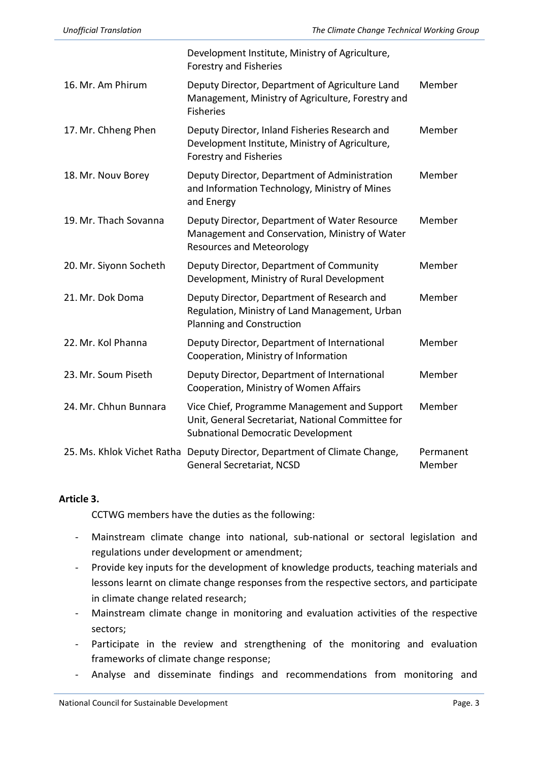| | | |
|---|---|---|
| | Development Institute, Ministry of Agriculture, Forestry and Fisheries | |
| 16. Mr. Am Phirum | Deputy Director, Department of Agriculture Land Management, Ministry of Agriculture, Forestry and Fisheries | Member |
| 17. Mr. Chheng Phen | Deputy Director, Inland Fisheries Research and Development Institute, Ministry of Agriculture, Forestry and Fisheries | Member |
| 18. Mr. Nouv Borey | Deputy Director, Department of Administration and Information Technology, Ministry of Mines and Energy | Member |
| 19. Mr. Thach Sovanna | Deputy Director, Department of Water Resource Management and Conservation, Ministry of Water Resources and Meteorology | Member |
| 20. Mr. Siyonn Socheth | Deputy Director, Department of Community Development, Ministry of Rural Development | Member |
| 21. Mr. Dok Doma | Deputy Director, Department of Research and Regulation, Ministry of Land Management, Urban Planning and Construction | Member |
| 22. Mr. Kol Phanna | Deputy Director, Department of International Cooperation, Ministry of Information | Member |
| 23. Mr. Soum Piseth | Deputy Director, Department of International Cooperation, Ministry of Women Affairs | Member |
| 24. Mr. Chhun Bunnara | Vice Chief, Programme Management and Support Unit, General Secretariat, National Committee for Subnational Democratic Development | Member |
| 25. Ms. Khlok Vichet Ratha | Deputy Director, Department of Climate Change, General Secretariat, NCSD | Permanent Member |

**Article 3.**

CCTWG members have the duties as the following:

- Mainstream climate change into national, sub-national or sectoral legislation and regulations under development or amendment;
- Provide key inputs for the development of knowledge products, teaching materials and lessons learnt on climate change responses from the respective sectors, and participate in climate change related research;
- Mainstream climate change in monitoring and evaluation activities of the respective sectors;
- Participate in the review and strengthening of the monitoring and evaluation frameworks of climate change response;
- Analyse and disseminate findings and recommendations from monitoring and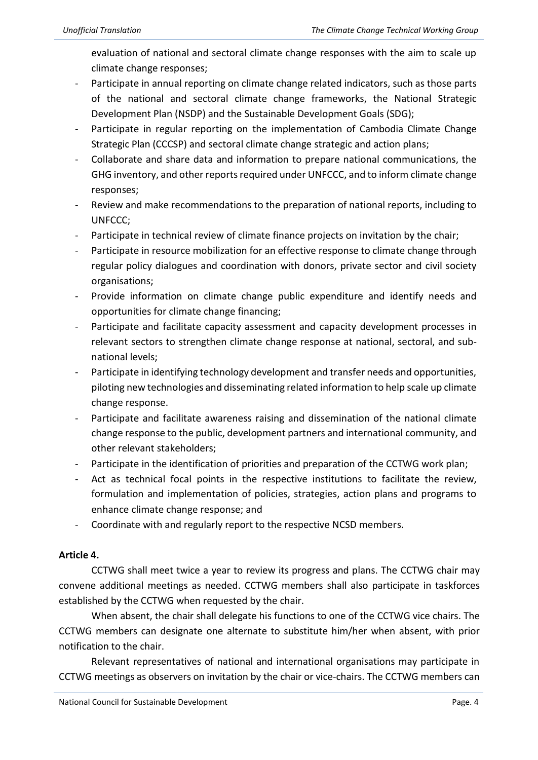evaluation of national and sectoral climate change responses with the aim to scale up climate change responses;

- Participate in annual reporting on climate change related indicators, such as those parts of the national and sectoral climate change frameworks, the National Strategic Development Plan (NSDP) and the Sustainable Development Goals (SDG);
- Participate in regular reporting on the implementation of Cambodia Climate Change Strategic Plan (CCCSP) and sectoral climate change strategic and action plans;
- Collaborate and share data and information to prepare national communications, the GHG inventory, and other reports required under UNFCCC, and to inform climate change responses;
- Review and make recommendations to the preparation of national reports, including to UNFCCC;
- Participate in technical review of climate finance projects on invitation by the chair;
- Participate in resource mobilization for an effective response to climate change through regular policy dialogues and coordination with donors, private sector and civil society organisations;
- Provide information on climate change public expenditure and identify needs and opportunities for climate change financing;
- Participate and facilitate capacity assessment and capacity development processes in relevant sectors to strengthen climate change response at national, sectoral, and sub-national levels;
- Participate in identifying technology development and transfer needs and opportunities, piloting new technologies and disseminating related information to help scale up climate change response.
- Participate and facilitate awareness raising and dissemination of the national climate change response to the public, development partners and international community, and other relevant stakeholders;
- Participate in the identification of priorities and preparation of the CCTWG work plan;
- Act as technical focal points in the respective institutions to facilitate the review, formulation and implementation of policies, strategies, action plans and programs to enhance climate change response; and
- Coordinate with and regularly report to the respective NCSD members.

**Article 4.**

CCTWG shall meet twice a year to review its progress and plans. The CCTWG chair may convene additional meetings as needed. CCTWG members shall also participate in taskforces established by the CCTWG when requested by the chair.

When absent, the chair shall delegate his functions to one of the CCTWG vice chairs. The CCTWG members can designate one alternate to substitute him/her when absent, with prior notification to the chair.

Relevant representatives of national and international organisations may participate in CCTWG meetings as observers on invitation by the chair or vice-chairs. The CCTWG members can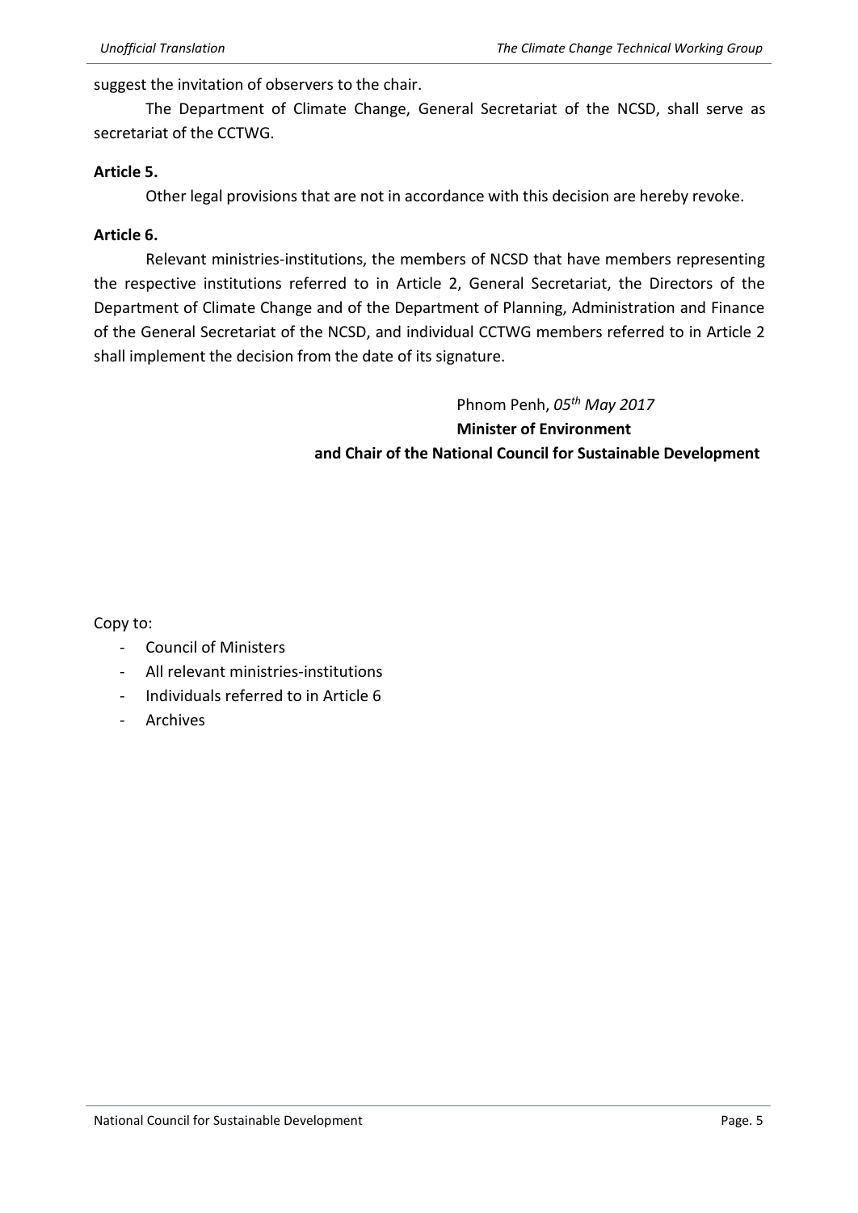suggest the invitation of observers to the chair.

The Department of Climate Change, General Secretariat of the NCSD, shall serve as secretariat of the CCTWG.

**Article 5.**

Other legal provisions that are not in accordance with this decision are hereby revoke.

**Article 6.**

Relevant ministries-institutions, the members of NCSD that have members representing the respective institutions referred to in Article 2, General Secretariat, the Directors of the Department of Climate Change and of the Department of Planning, Administration and Finance of the General Secretariat of the NCSD, and individual CCTWG members referred to in Article 2 shall implement the decision from the date of its signature.

Phnom Penh, *05th May 2017*

**Minister of Environment**

**and Chair of the National Council for Sustainable Development**

Copy to:

- Council of Ministers
- All relevant ministries-institutions
- Individuals referred to in Article 6
- Archives